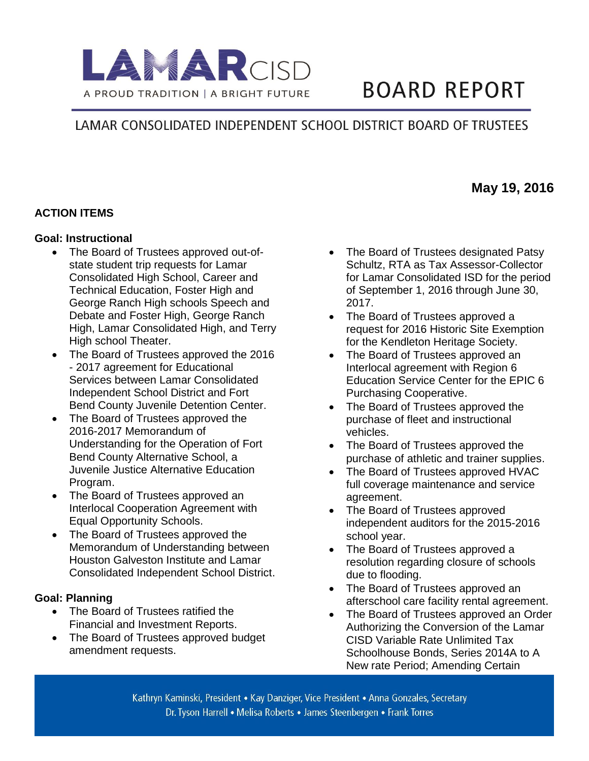# LAMAR CISD

A PROUD TRADITION | A BRIGHT FUTURE

# BOARD REPORT

## LAMAR CONSOLIDATED INDEPENDENT SCHOOL DISTRICT BOARD OF TRUSTEES

**May 19, 2016**

### ACTION ITEMS

**Goal: Instructional**

- The Board of Trustees approved out-of-state student trip requests for Lamar Consolidated High School, Career and Technical Education, Foster High and George Ranch High schools Speech and Debate and Foster High, George Ranch High, Lamar Consolidated High, and Terry High school Theater.
- The Board of Trustees approved the 2016 - 2017 agreement for Educational Services between Lamar Consolidated Independent School District and Fort Bend County Juvenile Detention Center.
- The Board of Trustees approved the 2016-2017 Memorandum of Understanding for the Operation of Fort Bend County Alternative School, a Juvenile Justice Alternative Education Program.
- The Board of Trustees approved an Interlocal Cooperation Agreement with Equal Opportunity Schools.
- The Board of Trustees approved the Memorandum of Understanding between Houston Galveston Institute and Lamar Consolidated Independent School District.

**Goal: Planning**

- The Board of Trustees ratified the Financial and Investment Reports.
- The Board of Trustees approved budget amendment requests.
- The Board of Trustees designated Patsy Schultz, RTA as Tax Assessor-Collector for Lamar Consolidated ISD for the period of September 1, 2016 through June 30, 2017.
- The Board of Trustees approved a request for 2016 Historic Site Exemption for the Kendleton Heritage Society.
- The Board of Trustees approved an Interlocal agreement with Region 6 Education Service Center for the EPIC 6 Purchasing Cooperative.
- The Board of Trustees approved the purchase of fleet and instructional vehicles.
- The Board of Trustees approved the purchase of athletic and trainer supplies.
- The Board of Trustees approved HVAC full coverage maintenance and service agreement.
- The Board of Trustees approved independent auditors for the 2015-2016 school year.
- The Board of Trustees approved a resolution regarding closure of schools due to flooding.
- The Board of Trustees approved an afterschool care facility rental agreement.
- The Board of Trustees approved an Order Authorizing the Conversion of the Lamar CISD Variable Rate Unlimited Tax Schoolhouse Bonds, Series 2014A to A New rate Period; Amending Certain

Kathryn Kaminski, President • Kay Danziger, Vice President • Anna Gonzales, Secretary
Dr. Tyson Harrell • Melisa Roberts • James Steenbergen • Frank Torres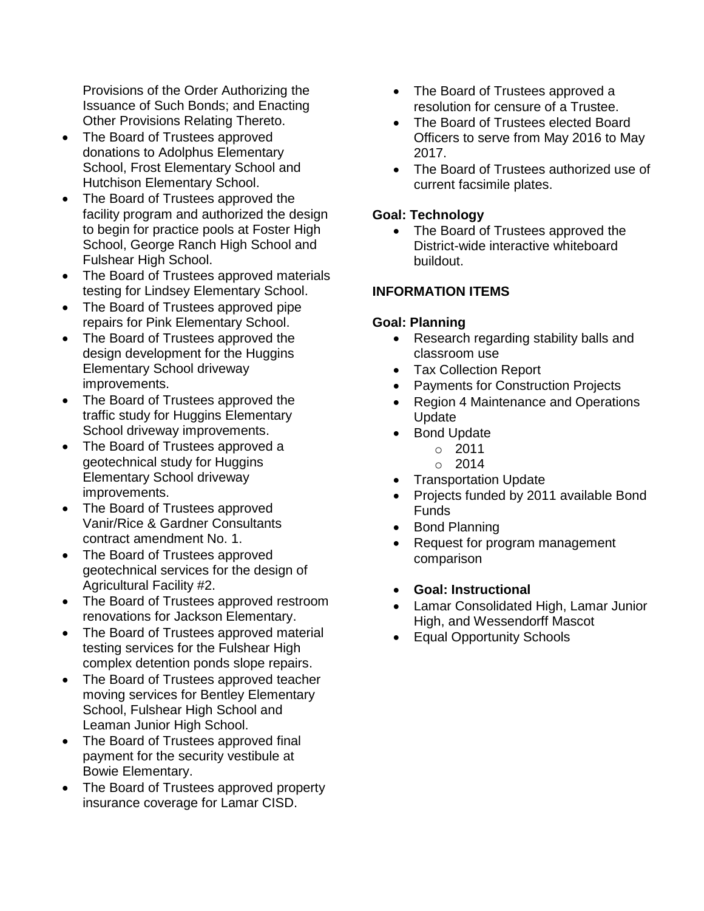Provisions of the Order Authorizing the Issuance of Such Bonds; and Enacting Other Provisions Relating Thereto.

- The Board of Trustees approved donations to Adolphus Elementary School, Frost Elementary School and Hutchison Elementary School.
- The Board of Trustees approved the facility program and authorized the design to begin for practice pools at Foster High School, George Ranch High School and Fulshear High School.
- The Board of Trustees approved materials testing for Lindsey Elementary School.
- The Board of Trustees approved pipe repairs for Pink Elementary School.
- The Board of Trustees approved the design development for the Huggins Elementary School driveway improvements.
- The Board of Trustees approved the traffic study for Huggins Elementary School driveway improvements.
- The Board of Trustees approved a geotechnical study for Huggins Elementary School driveway improvements.
- The Board of Trustees approved Vanir/Rice & Gardner Consultants contract amendment No. 1.
- The Board of Trustees approved geotechnical services for the design of Agricultural Facility #2.
- The Board of Trustees approved restroom renovations for Jackson Elementary.
- The Board of Trustees approved material testing services for the Fulshear High complex detention ponds slope repairs.
- The Board of Trustees approved teacher moving services for Bentley Elementary School, Fulshear High School and Leaman Junior High School.
- The Board of Trustees approved final payment for the security vestibule at Bowie Elementary.
- The Board of Trustees approved property insurance coverage for Lamar CISD.
- The Board of Trustees approved a resolution for censure of a Trustee.
- The Board of Trustees elected Board Officers to serve from May 2016 to May 2017.
- The Board of Trustees authorized use of current facsimile plates.

**Goal: Technology**

- The Board of Trustees approved the District-wide interactive whiteboard buildout.

**INFORMATION ITEMS**

**Goal: Planning**

- Research regarding stability balls and classroom use
- Tax Collection Report
- Payments for Construction Projects
- Region 4 Maintenance and Operations Update
- Bond Update
  - 2011
  - 2014
- Transportation Update
- Projects funded by 2011 available Bond Funds
- Bond Planning
- Request for program management comparison

- **Goal: Instructional**
- Lamar Consolidated High, Lamar Junior High, and Wessendorff Mascot
- Equal Opportunity Schools